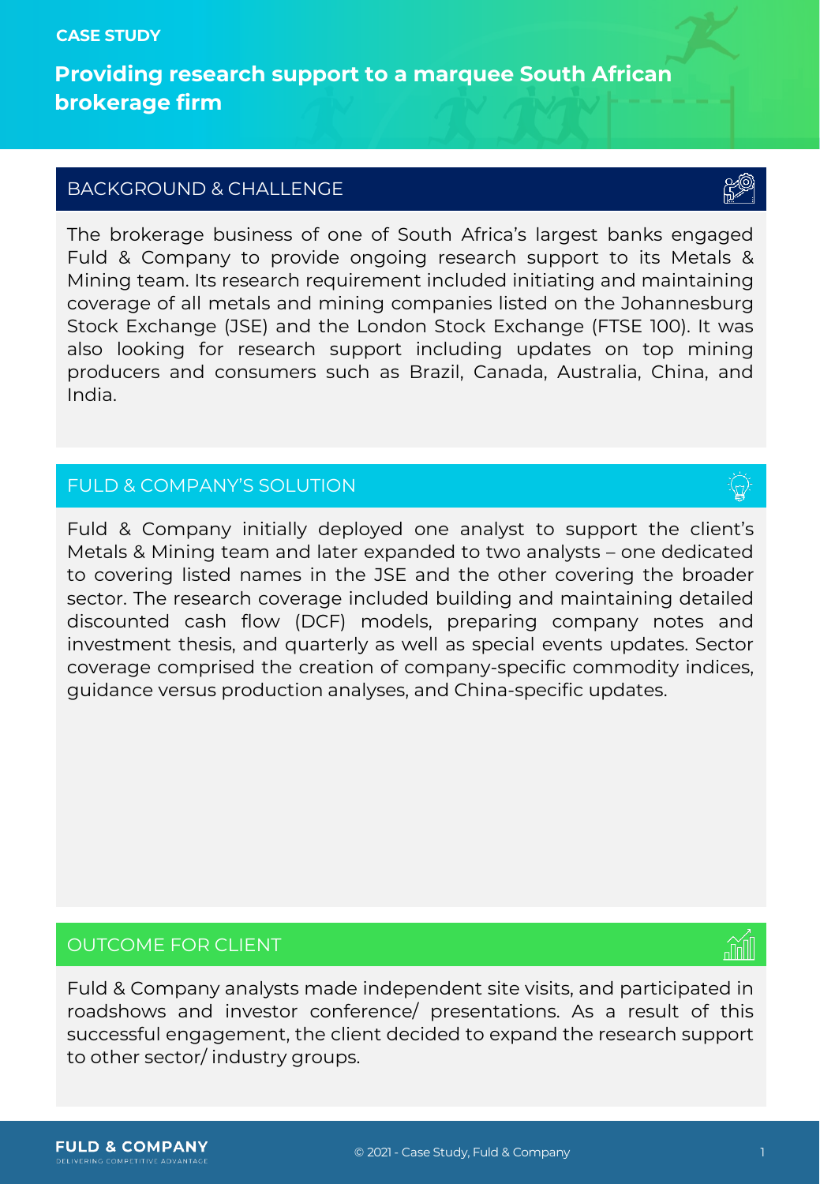CASE STUDY

# Providing research support to a marquee South African brokerage firm

## BACKGROUND & CHALLENGE

The brokerage business of one of South Africa's largest banks engaged Fuld & Company to provide ongoing research support to its Metals & Mining team. Its research requirement included initiating and maintaining coverage of all metals and mining companies listed on the Johannesburg Stock Exchange (JSE) and the London Stock Exchange (FTSE 100). It was also looking for research support including updates on top mining producers and consumers such as Brazil, Canada, Australia, China, and India.

## FULD & COMPANY'S SOLUTION

Fuld & Company initially deployed one analyst to support the client's Metals & Mining team and later expanded to two analysts – one dedicated to covering listed names in the JSE and the other covering the broader sector. The research coverage included building and maintaining detailed discounted cash flow (DCF) models, preparing company notes and investment thesis, and quarterly as well as special events updates. Sector coverage comprised the creation of company-specific commodity indices, guidance versus production analyses, and China-specific updates.

## OUTCOME FOR CLIENT

Fuld & Company analysts made independent site visits, and participated in roadshows and investor conference/ presentations. As a result of this successful engagement, the client decided to expand the research support to other sector/ industry groups.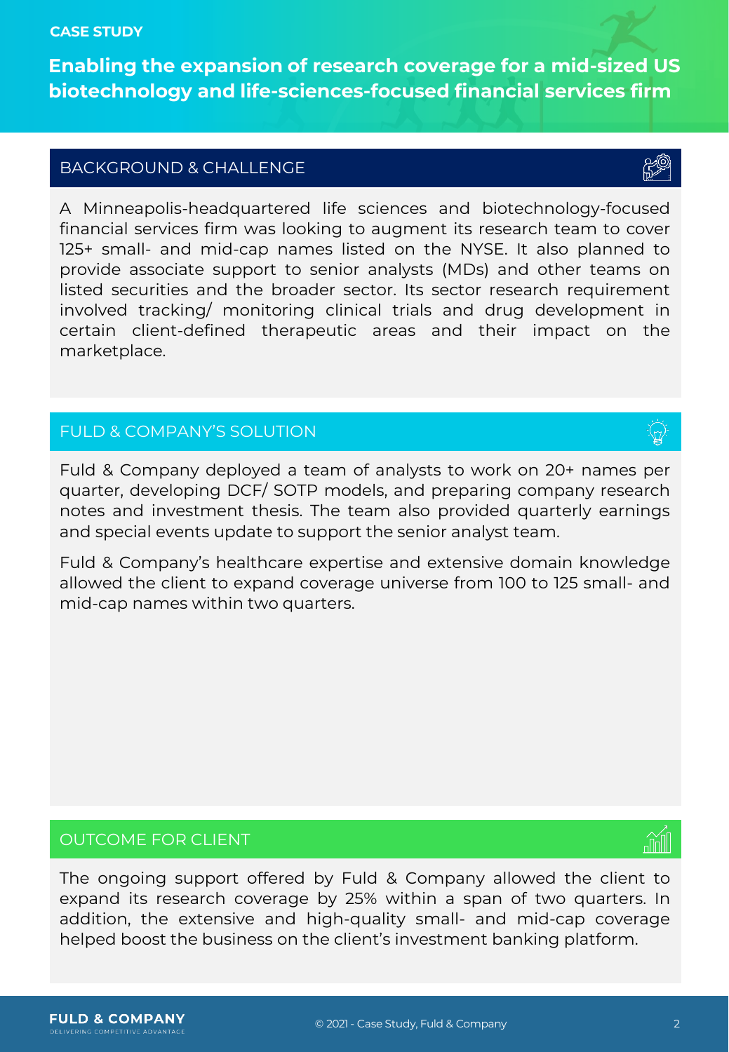CASE STUDY

# Enabling the expansion of research coverage for a mid-sized US biotechnology and life-sciences-focused financial services firm

## BACKGROUND & CHALLENGE

A Minneapolis-headquartered life sciences and biotechnology-focused financial services firm was looking to augment its research team to cover 125+ small- and mid-cap names listed on the NYSE. It also planned to provide associate support to senior analysts (MDs) and other teams on listed securities and the broader sector. Its sector research requirement involved tracking/ monitoring clinical trials and drug development in certain client-defined therapeutic areas and their impact on the marketplace.

## FULD & COMPANY'S SOLUTION

Fuld & Company deployed a team of analysts to work on 20+ names per quarter, developing DCF/ SOTP models, and preparing company research notes and investment thesis. The team also provided quarterly earnings and special events update to support the senior analyst team.

Fuld & Company's healthcare expertise and extensive domain knowledge allowed the client to expand coverage universe from 100 to 125 small- and mid-cap names within two quarters.

## OUTCOME FOR CLIENT

The ongoing support offered by Fuld & Company allowed the client to expand its research coverage by 25% within a span of two quarters. In addition, the extensive and high-quality small- and mid-cap coverage helped boost the business on the client's investment banking platform.